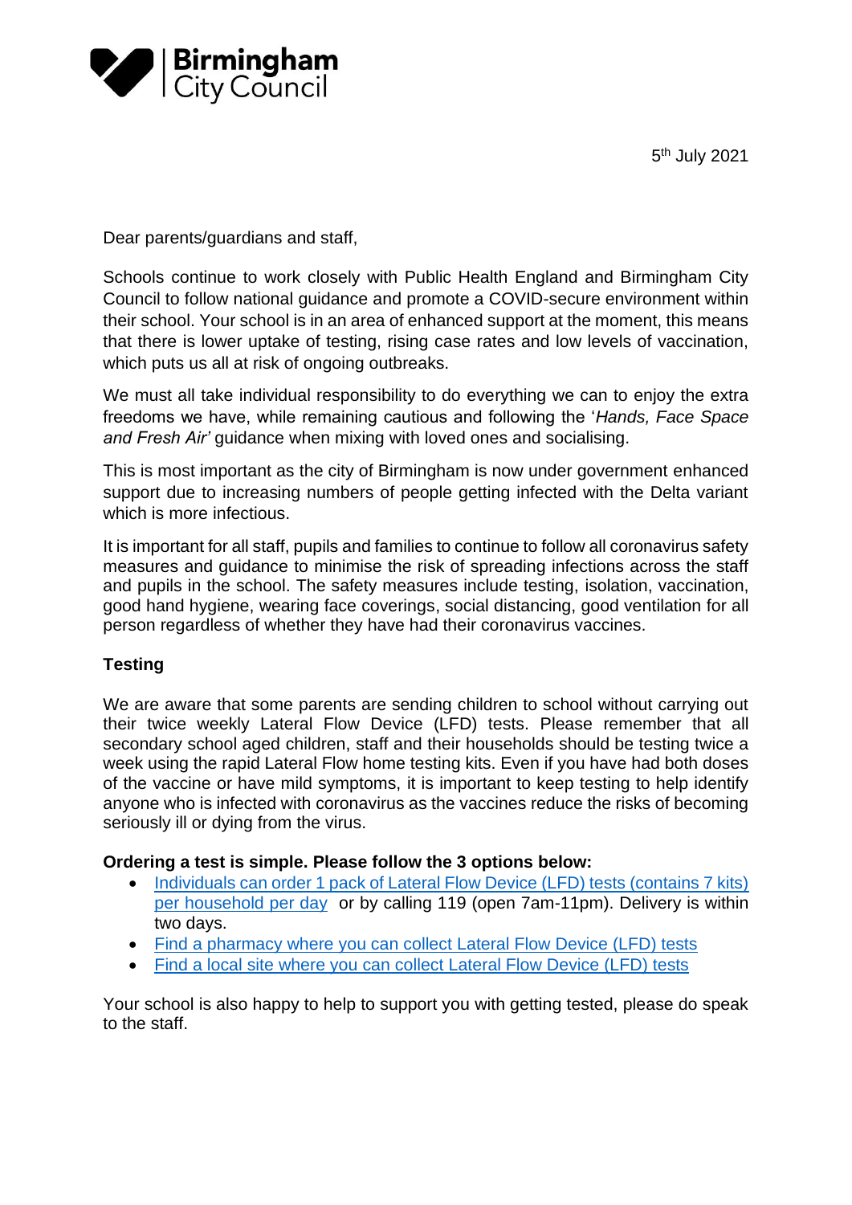Birmingham City Council

5th July 2021

Dear parents/guardians and staff,

Schools continue to work closely with Public Health England and Birmingham City Council to follow national guidance and promote a COVID-secure environment within their school. Your school is in an area of enhanced support at the moment, this means that there is lower uptake of testing, rising case rates and low levels of vaccination, which puts us all at risk of ongoing outbreaks.

We must all take individual responsibility to do everything we can to enjoy the extra freedoms we have, while remaining cautious and following the '*Hands, Face Space and Fresh Air'* guidance when mixing with loved ones and socialising.

This is most important as the city of Birmingham is now under government enhanced support due to increasing numbers of people getting infected with the Delta variant which is more infectious.

It is important for all staff, pupils and families to continue to follow all coronavirus safety measures and guidance to minimise the risk of spreading infections across the staff and pupils in the school. The safety measures include testing, isolation, vaccination, good hand hygiene, wearing face coverings, social distancing, good ventilation for all person regardless of whether they have had their coronavirus vaccines.

## Testing

We are aware that some parents are sending children to school without carrying out their twice weekly Lateral Flow Device (LFD) tests. Please remember that all secondary school aged children, staff and their households should be testing twice a week using the rapid Lateral Flow home testing kits. Even if you have had both doses of the vaccine or have mild symptoms, it is important to keep testing to help identify anyone who is infected with coronavirus as the vaccines reduce the risks of becoming seriously ill or dying from the virus.

**Ordering a test is simple. Please follow the 3 options below:**

- Individuals can order 1 pack of Lateral Flow Device (LFD) tests (contains 7 kits) per household per day or by calling 119 (open 7am-11pm). Delivery is within two days.
- Find a pharmacy where you can collect Lateral Flow Device (LFD) tests
- Find a local site where you can collect Lateral Flow Device (LFD) tests

Your school is also happy to help to support you with getting tested, please do speak to the staff.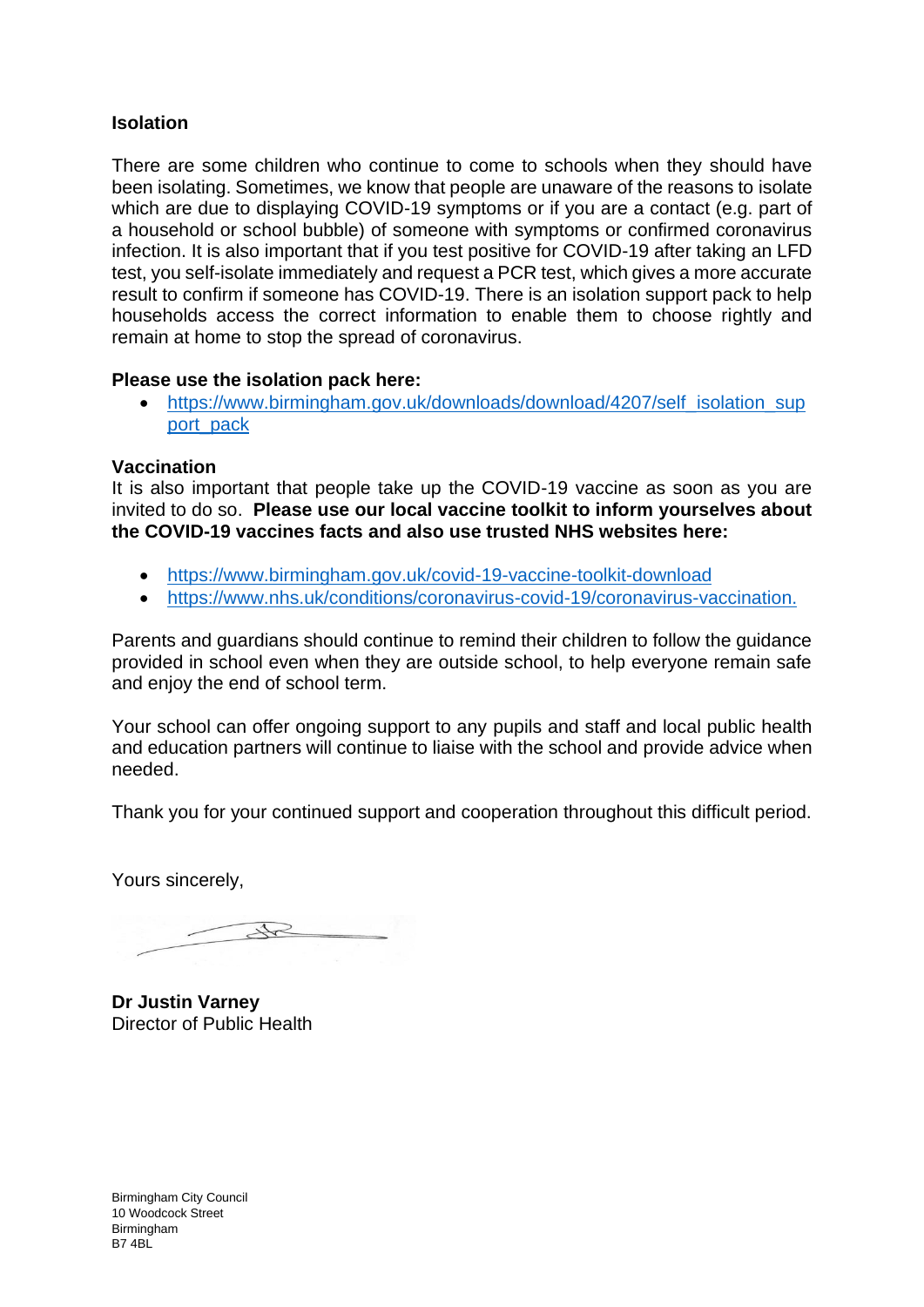**Isolation**

There are some children who continue to come to schools when they should have been isolating. Sometimes, we know that people are unaware of the reasons to isolate which are due to displaying COVID-19 symptoms or if you are a contact (e.g. part of a household or school bubble) of someone with symptoms or confirmed coronavirus infection. It is also important that if you test positive for COVID-19 after taking an LFD test, you self-isolate immediately and request a PCR test, which gives a more accurate result to confirm if someone has COVID-19. There is an isolation support pack to help households access the correct information to enable them to choose rightly and remain at home to stop the spread of coronavirus.

**Please use the isolation pack here:**

- https://www.birmingham.gov.uk/downloads/download/4207/self_isolation_support_pack

**Vaccination**

It is also important that people take up the COVID-19 vaccine as soon as you are invited to do so. **Please use our local vaccine toolkit to inform yourselves about the COVID-19 vaccines facts and also use trusted NHS websites here:**

- https://www.birmingham.gov.uk/covid-19-vaccine-toolkit-download
- https://www.nhs.uk/conditions/coronavirus-covid-19/coronavirus-vaccination.

Parents and guardians should continue to remind their children to follow the guidance provided in school even when they are outside school, to help everyone remain safe and enjoy the end of school term.

Your school can offer ongoing support to any pupils and staff and local public health and education partners will continue to liaise with the school and provide advice when needed.

Thank you for your continued support and cooperation throughout this difficult period.

Yours sincerely,

**Dr Justin Varney**
Director of Public Health

Birmingham City Council
10 Woodcock Street
Birmingham
B7 4BL